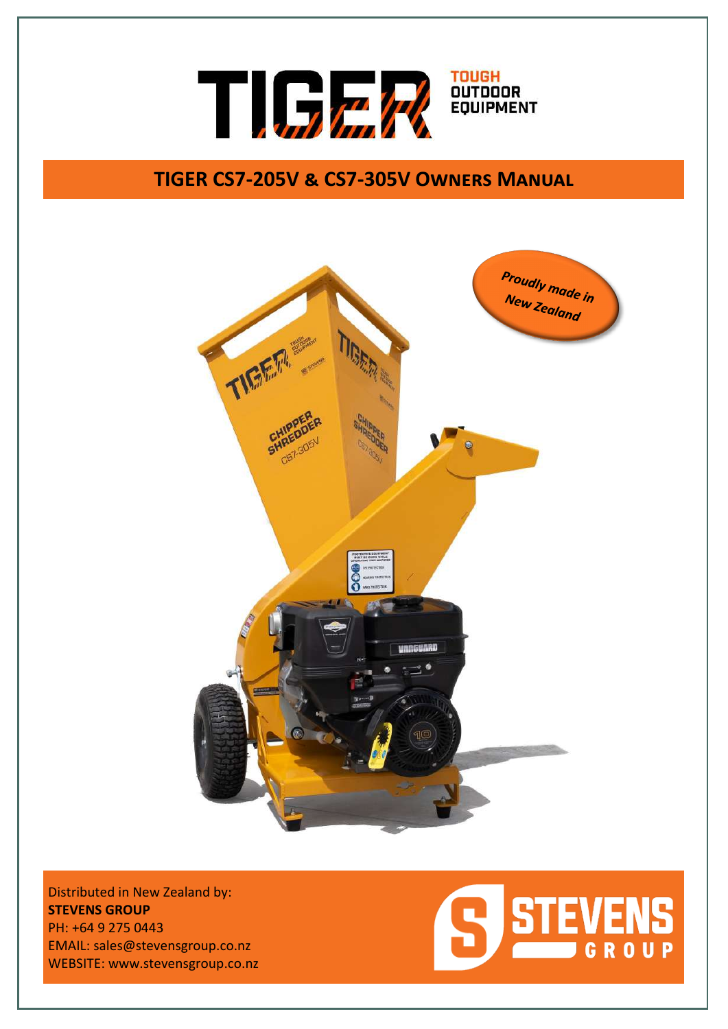# TIGER

TOUGH OUTDOOR EQUIPMENT

## TIGER CS7-205V & CS7-305V OWNERS MANUAL

*Proudly made in New Zealand*

Distributed in New Zealand by:
**STEVENS GROUP**
PH: +64 9 275 0443
EMAIL: sales@stevensgroup.co.nz
WEBSITE: www.stevensgroup.co.nz

STEVENS GROUP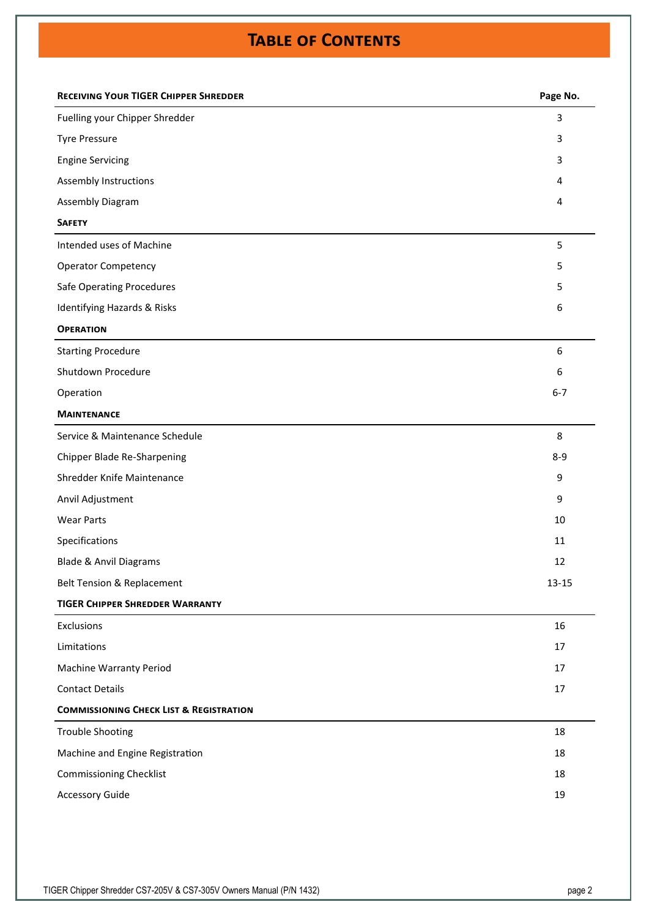# Table of Contents

| Receiving Your TIGER Chipper Shredder | Page No. |
|---|---|
| Fuelling your Chipper Shredder | 3 |
| Tyre Pressure | 3 |
| Engine Servicing | 3 |
| Assembly Instructions | 4 |
| Assembly Diagram | 4 |
| **Safety** | |
| Intended uses of Machine | 5 |
| Operator Competency | 5 |
| Safe Operating Procedures | 5 |
| Identifying Hazards & Risks | 6 |
| **Operation** | |
| Starting Procedure | 6 |
| Shutdown Procedure | 6 |
| Operation | 6-7 |
| **Maintenance** | |
| Service & Maintenance Schedule | 8 |
| Chipper Blade Re-Sharpening | 8-9 |
| Shredder Knife Maintenance | 9 |
| Anvil Adjustment | 9 |
| Wear Parts | 10 |
| Specifications | 11 |
| Blade & Anvil Diagrams | 12 |
| Belt Tension & Replacement | 13-15 |
| **TIGER Chipper Shredder Warranty** | |
| Exclusions | 16 |
| Limitations | 17 |
| Machine Warranty Period | 17 |
| Contact Details | 17 |
| **Commissioning Check List & Registration** | |
| Trouble Shooting | 18 |
| Machine and Engine Registration | 18 |
| Commissioning Checklist | 18 |
| Accessory Guide | 19 |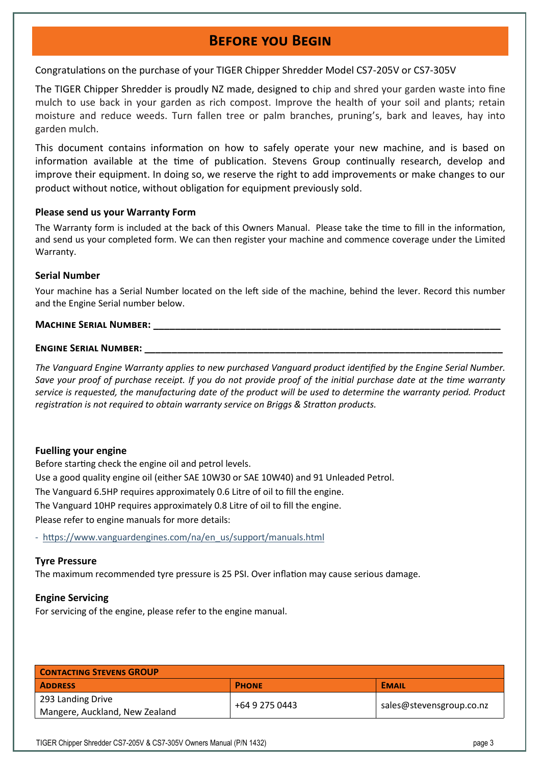# Before you Begin

Congratulations on the purchase of your TIGER Chipper Shredder Model CS7-205V or CS7-305V

The TIGER Chipper Shredder is proudly NZ made, designed to chip and shred your garden waste into fine mulch to use back in your garden as rich compost. Improve the health of your soil and plants; retain moisture and reduce weeds. Turn fallen tree or palm branches, pruning's, bark and leaves, hay into garden mulch.

This document contains information on how to safely operate your new machine, and is based on information available at the time of publication. Stevens Group continually research, develop and improve their equipment. In doing so, we reserve the right to add improvements or make changes to our product without notice, without obligation for equipment previously sold.

### Please send us your Warranty Form

The Warranty form is included at the back of this Owners Manual. Please take the time to fill in the information, and send us your completed form. We can then register your machine and commence coverage under the Limited Warranty.

### Serial Number

Your machine has a Serial Number located on the left side of the machine, behind the lever. Record this number and the Engine Serial number below.

**Machine Serial Number: ___________________________________________________________________**

**Engine Serial Number: ____________________________________________________________________**

*The Vanguard Engine Warranty applies to new purchased Vanguard product identified by the Engine Serial Number. Save your proof of purchase receipt. If you do not provide proof of the initial purchase date at the time warranty service is requested, the manufacturing date of the product will be used to determine the warranty period. Product registration is not required to obtain warranty service on Briggs & Stratton products.*

### Fuelling your engine

Before starting check the engine oil and petrol levels.

Use a good quality engine oil (either SAE 10W30 or SAE 10W40) and 91 Unleaded Petrol.

The Vanguard 6.5HP requires approximately 0.6 Litre of oil to fill the engine.

The Vanguard 10HP requires approximately 0.8 Litre of oil to fill the engine.

Please refer to engine manuals for more details:

- https://www.vanguardengines.com/na/en_us/support/manuals.html

### Tyre Pressure

The maximum recommended tyre pressure is 25 PSI. Over inflation may cause serious damage.

### Engine Servicing

For servicing of the engine, please refer to the engine manual.

| Contacting Stevens GROUP | | |
|---|---|---|
| **Address** | **Phone** | **Email** |
| 293 Landing Drive<br>Mangere, Auckland, New Zealand | +64 9 275 0443 | sales@stevensgroup.co.nz |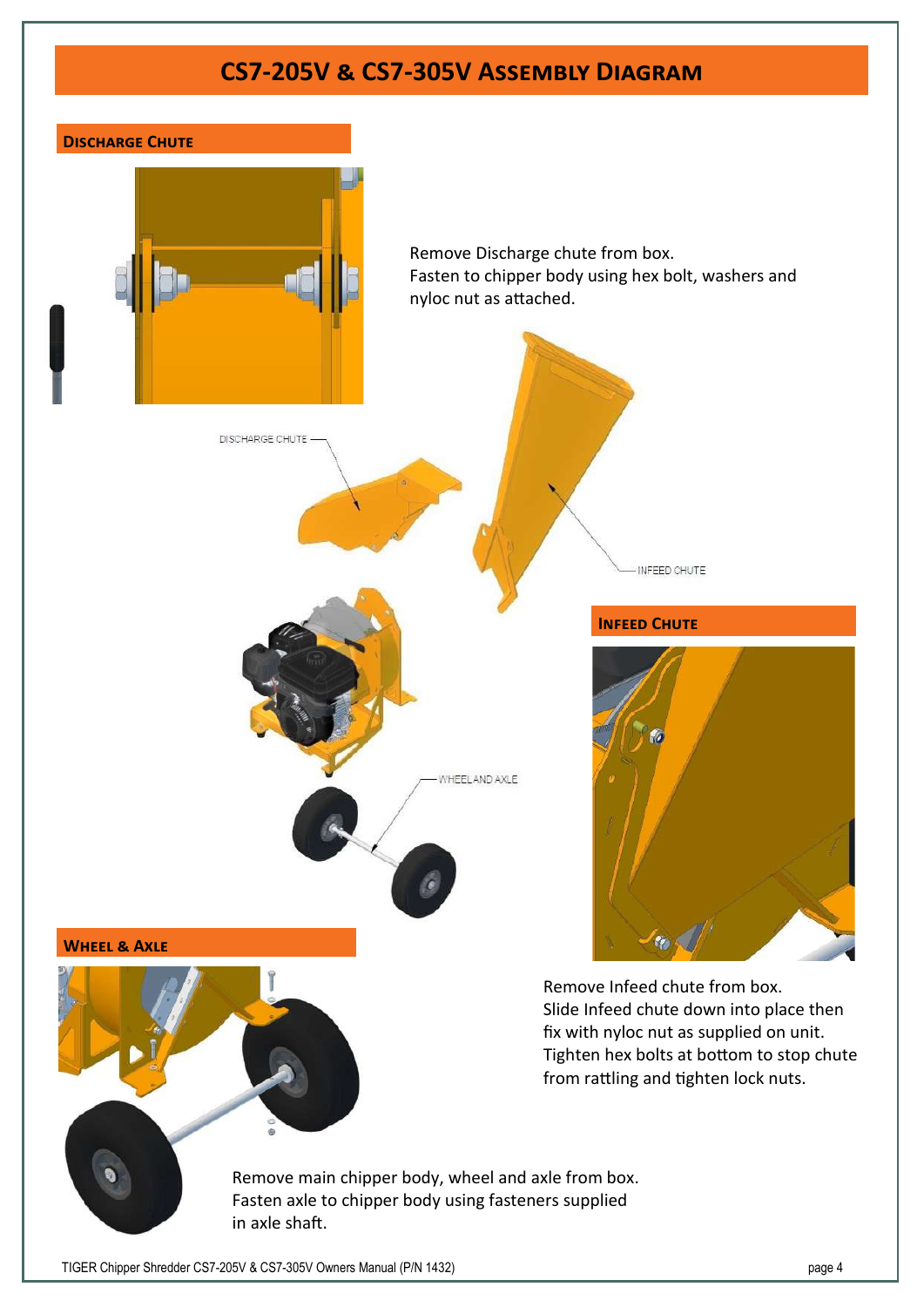# CS7-205V & CS7-305V Assembly Diagram

## Discharge Chute

Remove Discharge chute from box.
Fasten to chipper body using hex bolt, washers and nyloc nut as attached.

DISCHARGE CHUTE

INFEED CHUTE

WHEEL AND AXLE

## Infeed Chute

Remove Infeed chute from box.
Slide Infeed chute down into place then fix with nyloc nut as supplied on unit.
Tighten hex bolts at bottom to stop chute from rattling and tighten lock nuts.

## Wheel & Axle

Remove main chipper body, wheel and axle from box.
Fasten axle to chipper body using fasteners supplied in axle shaft.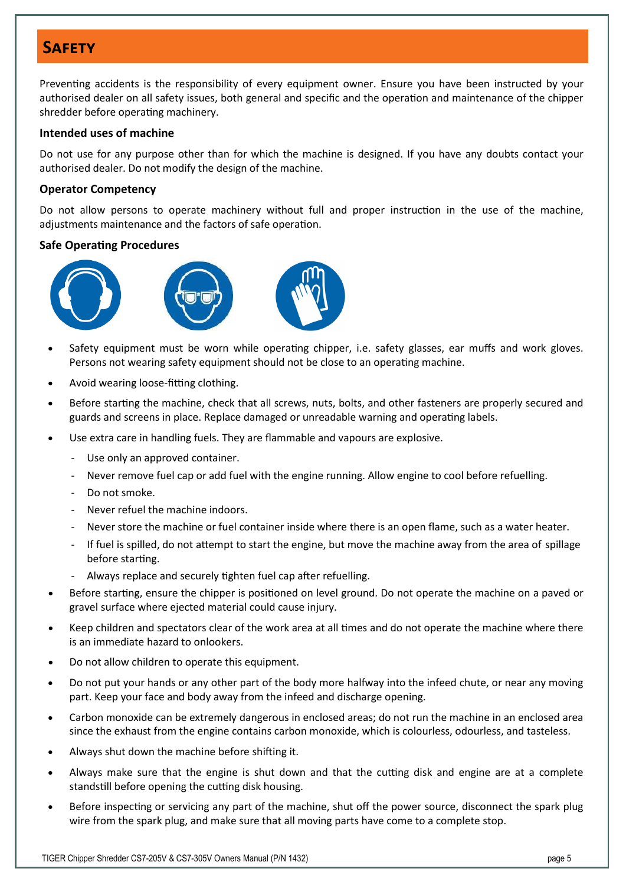# Safety

Preventing accidents is the responsibility of every equipment owner. Ensure you have been instructed by your authorised dealer on all safety issues, both general and specific and the operation and maintenance of the chipper shredder before operating machinery.

### Intended uses of machine

Do not use for any purpose other than for which the machine is designed. If you have any doubts contact your authorised dealer. Do not modify the design of the machine.

### Operator Competency

Do not allow persons to operate machinery without full and proper instruction in the use of the machine, adjustments maintenance and the factors of safe operation.

### Safe Operating Procedures

- Safety equipment must be worn while operating chipper, i.e. safety glasses, ear muffs and work gloves. Persons not wearing safety equipment should not be close to an operating machine.
- Avoid wearing loose-fitting clothing.
- Before starting the machine, check that all screws, nuts, bolts, and other fasteners are properly secured and guards and screens in place. Replace damaged or unreadable warning and operating labels.
- Use extra care in handling fuels. They are flammable and vapours are explosive.
  - Use only an approved container.
  - Never remove fuel cap or add fuel with the engine running. Allow engine to cool before refuelling.
  - Do not smoke.
  - Never refuel the machine indoors.
  - Never store the machine or fuel container inside where there is an open flame, such as a water heater.
  - If fuel is spilled, do not attempt to start the engine, but move the machine away from the area of spillage before starting.
  - Always replace and securely tighten fuel cap after refuelling.
- Before starting, ensure the chipper is positioned on level ground. Do not operate the machine on a paved or gravel surface where ejected material could cause injury.
- Keep children and spectators clear of the work area at all times and do not operate the machine where there is an immediate hazard to onlookers.
- Do not allow children to operate this equipment.
- Do not put your hands or any other part of the body more halfway into the infeed chute, or near any moving part. Keep your face and body away from the infeed and discharge opening.
- Carbon monoxide can be extremely dangerous in enclosed areas; do not run the machine in an enclosed area since the exhaust from the engine contains carbon monoxide, which is colourless, odourless, and tasteless.
- Always shut down the machine before shifting it.
- Always make sure that the engine is shut down and that the cutting disk and engine are at a complete standstill before opening the cutting disk housing.
- Before inspecting or servicing any part of the machine, shut off the power source, disconnect the spark plug wire from the spark plug, and make sure that all moving parts have come to a complete stop.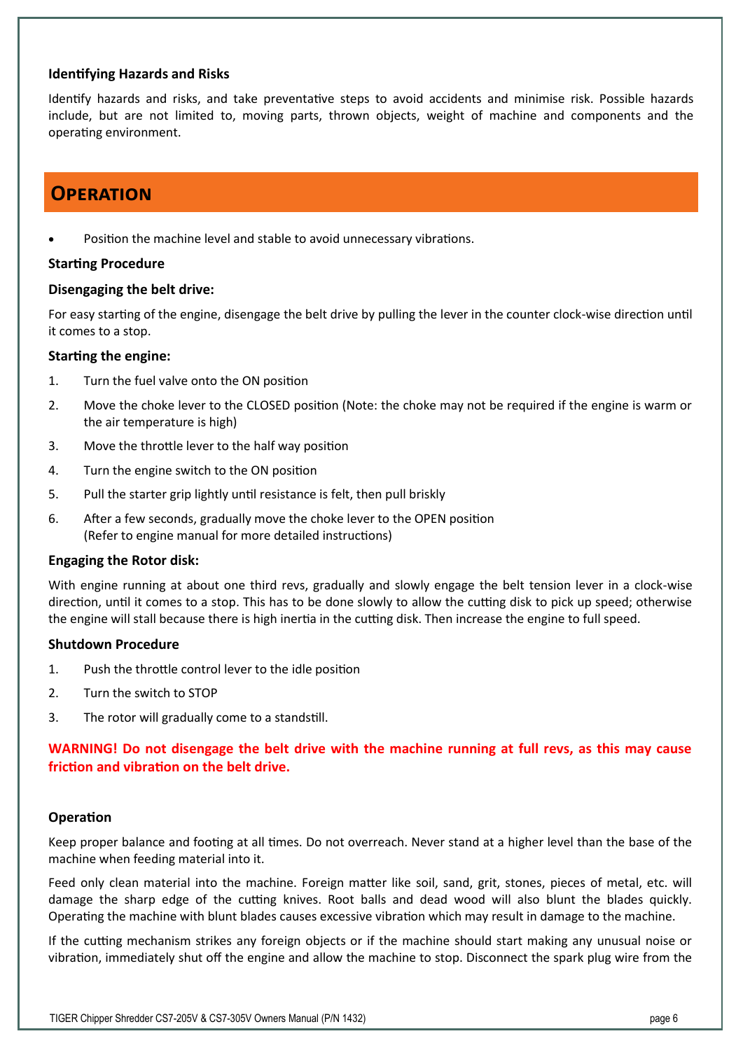**Identifying Hazards and Risks**

Identify hazards and risks, and take preventative steps to avoid accidents and minimise risk. Possible hazards include, but are not limited to, moving parts, thrown objects, weight of machine and components and the operating environment.

## Operation

- Position the machine level and stable to avoid unnecessary vibrations.

**Starting Procedure**

**Disengaging the belt drive:**

For easy starting of the engine, disengage the belt drive by pulling the lever in the counter clock-wise direction until it comes to a stop.

**Starting the engine:**

1. Turn the fuel valve onto the ON position
2. Move the choke lever to the CLOSED position (Note: the choke may not be required if the engine is warm or the air temperature is high)
3. Move the throttle lever to the half way position
4. Turn the engine switch to the ON position
5. Pull the starter grip lightly until resistance is felt, then pull briskly
6. After a few seconds, gradually move the choke lever to the OPEN position
   (Refer to engine manual for more detailed instructions)

**Engaging the Rotor disk:**

With engine running at about one third revs, gradually and slowly engage the belt tension lever in a clock-wise direction, until it comes to a stop. This has to be done slowly to allow the cutting disk to pick up speed; otherwise the engine will stall because there is high inertia in the cutting disk. Then increase the engine to full speed.

**Shutdown Procedure**

1. Push the throttle control lever to the idle position
2. Turn the switch to STOP
3. The rotor will gradually come to a standstill.

**WARNING! Do not disengage the belt drive with the machine running at full revs, as this may cause friction and vibration on the belt drive.**

**Operation**

Keep proper balance and footing at all times. Do not overreach. Never stand at a higher level than the base of the machine when feeding material into it.

Feed only clean material into the machine. Foreign matter like soil, sand, grit, stones, pieces of metal, etc. will damage the sharp edge of the cutting knives. Root balls and dead wood will also blunt the blades quickly. Operating the machine with blunt blades causes excessive vibration which may result in damage to the machine.

If the cutting mechanism strikes any foreign objects or if the machine should start making any unusual noise or vibration, immediately shut off the engine and allow the machine to stop. Disconnect the spark plug wire from the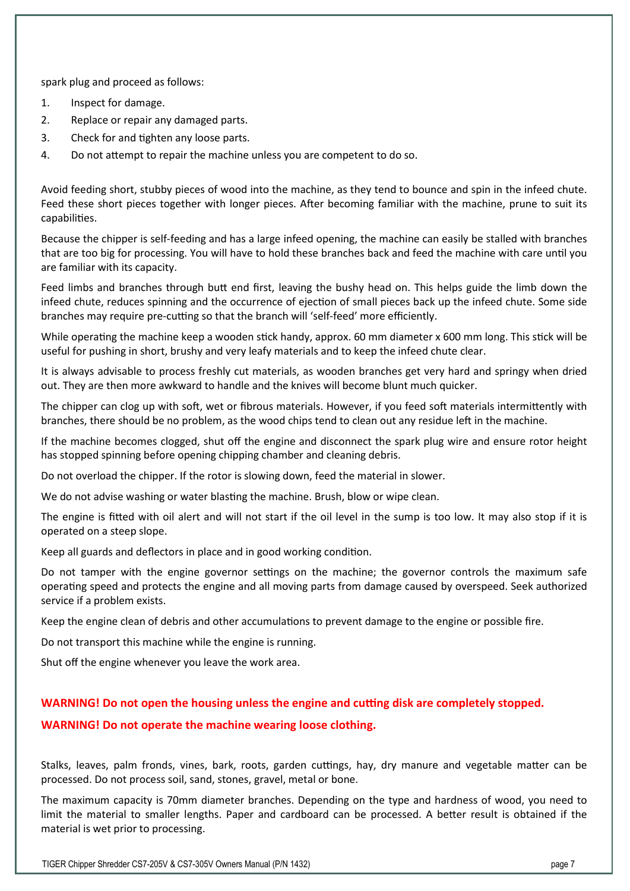spark plug and proceed as follows:

1. Inspect for damage.
2. Replace or repair any damaged parts.
3. Check for and tighten any loose parts.
4. Do not attempt to repair the machine unless you are competent to do so.

Avoid feeding short, stubby pieces of wood into the machine, as they tend to bounce and spin in the infeed chute. Feed these short pieces together with longer pieces. After becoming familiar with the machine, prune to suit its capabilities.

Because the chipper is self-feeding and has a large infeed opening, the machine can easily be stalled with branches that are too big for processing. You will have to hold these branches back and feed the machine with care until you are familiar with its capacity.

Feed limbs and branches through butt end first, leaving the bushy head on. This helps guide the limb down the infeed chute, reduces spinning and the occurrence of ejection of small pieces back up the infeed chute. Some side branches may require pre-cutting so that the branch will 'self-feed' more efficiently.

While operating the machine keep a wooden stick handy, approx. 60 mm diameter x 600 mm long. This stick will be useful for pushing in short, brushy and very leafy materials and to keep the infeed chute clear.

It is always advisable to process freshly cut materials, as wooden branches get very hard and springy when dried out. They are then more awkward to handle and the knives will become blunt much quicker.

The chipper can clog up with soft, wet or fibrous materials. However, if you feed soft materials intermittently with branches, there should be no problem, as the wood chips tend to clean out any residue left in the machine.

If the machine becomes clogged, shut off the engine and disconnect the spark plug wire and ensure rotor height has stopped spinning before opening chipping chamber and cleaning debris.

Do not overload the chipper. If the rotor is slowing down, feed the material in slower.

We do not advise washing or water blasting the machine. Brush, blow or wipe clean.

The engine is fitted with oil alert and will not start if the oil level in the sump is too low. It may also stop if it is operated on a steep slope.

Keep all guards and deflectors in place and in good working condition.

Do not tamper with the engine governor settings on the machine; the governor controls the maximum safe operating speed and protects the engine and all moving parts from damage caused by overspeed. Seek authorized service if a problem exists.

Keep the engine clean of debris and other accumulations to prevent damage to the engine or possible fire.

Do not transport this machine while the engine is running.

Shut off the engine whenever you leave the work area.

**WARNING! Do not open the housing unless the engine and cutting disk are completely stopped.**

**WARNING! Do not operate the machine wearing loose clothing.**

Stalks, leaves, palm fronds, vines, bark, roots, garden cuttings, hay, dry manure and vegetable matter can be processed. Do not process soil, sand, stones, gravel, metal or bone.

The maximum capacity is 70mm diameter branches. Depending on the type and hardness of wood, you need to limit the material to smaller lengths. Paper and cardboard can be processed. A better result is obtained if the material is wet prior to processing.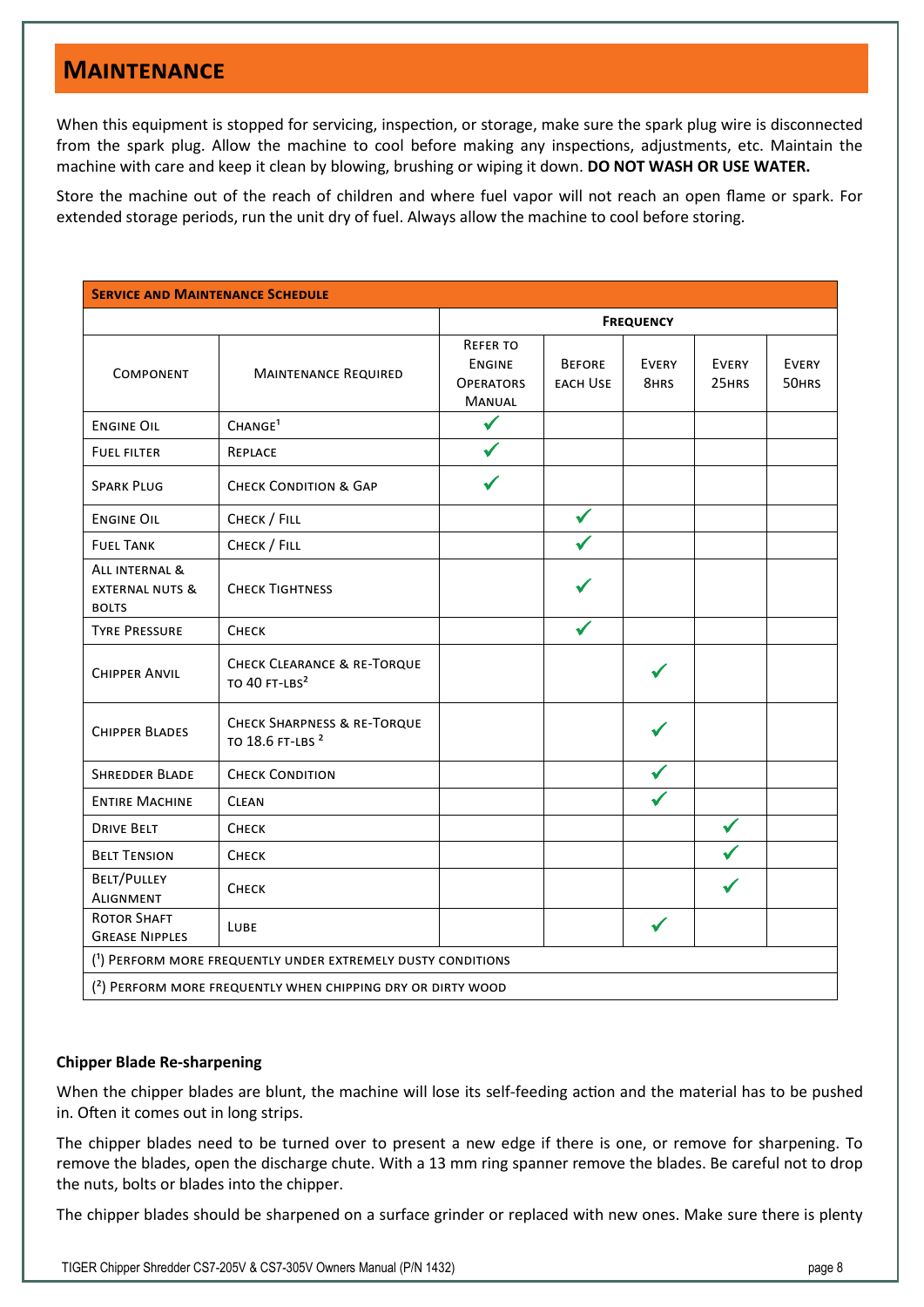## MAINTENANCE

When this equipment is stopped for servicing, inspection, or storage, make sure the spark plug wire is disconnected from the spark plug. Allow the machine to cool before making any inspections, adjustments, etc. Maintain the machine with care and keep it clean by blowing, brushing or wiping it down. **DO NOT WASH OR USE WATER.**

Store the machine out of the reach of children and where fuel vapor will not reach an open flame or spark. For extended storage periods, run the unit dry of fuel. Always allow the machine to cool before storing.

**SERVICE AND MAINTENANCE SCHEDULE**

| | | FREQUENCY | | | | |
|---|---|---|---|---|---|---|
| COMPONENT | MAINTENANCE REQUIRED | REFER TO ENGINE OPERATORS MANUAL | BEFORE EACH USE | EVERY 8HRS | EVERY 25HRS | EVERY 50HRS |
| ENGINE OIL | CHANGE[1] | ✓ | | | | |
| FUEL FILTER | REPLACE | ✓ | | | | |
| SPARK PLUG | CHECK CONDITION & GAP | ✓ | | | | |
| ENGINE OIL | CHECK / FILL | | ✓ | | | |
| FUEL TANK | CHECK / FILL | | ✓ | | | |
| ALL INTERNAL & EXTERNAL NUTS & BOLTS | CHECK TIGHTNESS | | ✓ | | | |
| TYRE PRESSURE | CHECK | | ✓ | | | |
| CHIPPER ANVIL | CHECK CLEARANCE & RE-TORQUE TO 40 FT-LBS[2] | | | ✓ | | |
| CHIPPER BLADES | CHECK SHARPNESS & RE-TORQUE TO 18.6 FT-LBS [2] | | | ✓ | | |
| SHREDDER BLADE | CHECK CONDITION | | | ✓ | | |
| ENTIRE MACHINE | CLEAN | | | ✓ | | |
| DRIVE BELT | CHECK | | | | ✓ | |
| BELT TENSION | CHECK | | | | ✓ | |
| BELT/PULLEY ALIGNMENT | CHECK | | | | ✓ | |
| ROTOR SHAFT GREASE NIPPLES | LUBE | | | ✓ | | |

(1) PERFORM MORE FREQUENTLY UNDER EXTREMELY DUSTY CONDITIONS

(2) PERFORM MORE FREQUENTLY WHEN CHIPPING DRY OR DIRTY WOOD

**Chipper Blade Re-sharpening**

When the chipper blades are blunt, the machine will lose its self-feeding action and the material has to be pushed in. Often it comes out in long strips.

The chipper blades need to be turned over to present a new edge if there is one, or remove for sharpening. To remove the blades, open the discharge chute. With a 13 mm ring spanner remove the blades. Be careful not to drop the nuts, bolts or blades into the chipper.

The chipper blades should be sharpened on a surface grinder or replaced with new ones. Make sure there is plenty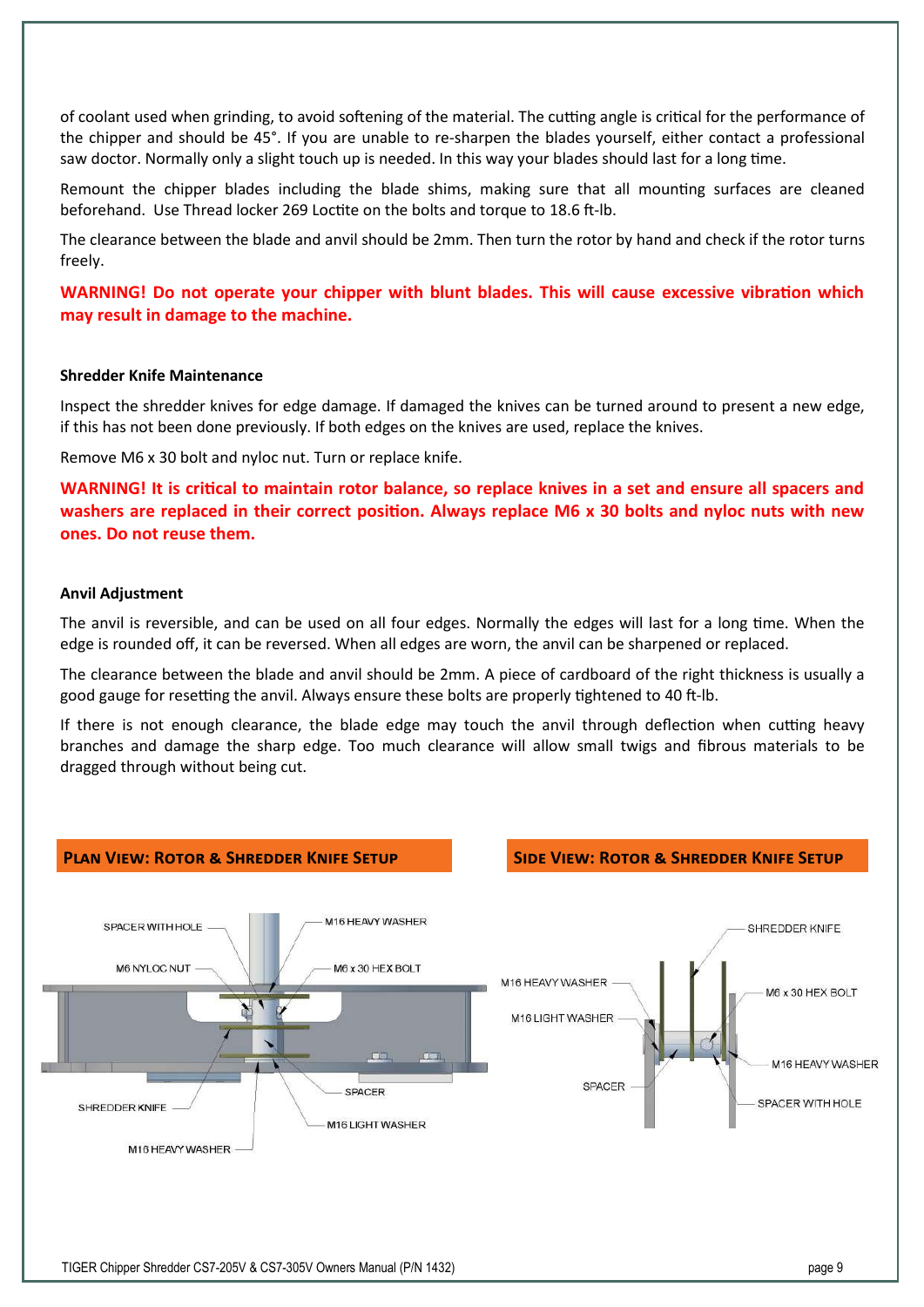of coolant used when grinding, to avoid softening of the material. The cutting angle is critical for the performance of the chipper and should be 45°. If you are unable to re-sharpen the blades yourself, either contact a professional saw doctor. Normally only a slight touch up is needed. In this way your blades should last for a long time.

Remount the chipper blades including the blade shims, making sure that all mounting surfaces are cleaned beforehand. Use Thread locker 269 Loctite on the bolts and torque to 18.6 ft-lb.

The clearance between the blade and anvil should be 2mm. Then turn the rotor by hand and check if the rotor turns freely.

**WARNING! Do not operate your chipper with blunt blades. This will cause excessive vibration which may result in damage to the machine.**

### Shredder Knife Maintenance

Inspect the shredder knives for edge damage. If damaged the knives can be turned around to present a new edge, if this has not been done previously. If both edges on the knives are used, replace the knives.

Remove M6 x 30 bolt and nyloc nut. Turn or replace knife.

**WARNING! It is critical to maintain rotor balance, so replace knives in a set and ensure all spacers and washers are replaced in their correct position. Always replace M6 x 30 bolts and nyloc nuts with new ones. Do not reuse them.**

### Anvil Adjustment

The anvil is reversible, and can be used on all four edges. Normally the edges will last for a long time. When the edge is rounded off, it can be reversed. When all edges are worn, the anvil can be sharpened or replaced.

The clearance between the blade and anvil should be 2mm. A piece of cardboard of the right thickness is usually a good gauge for resetting the anvil. Always ensure these bolts are properly tightened to 40 ft-lb.

If there is not enough clearance, the blade edge may touch the anvil through deflection when cutting heavy branches and damage the sharp edge. Too much clearance will allow small twigs and fibrous materials to be dragged through without being cut.

#### Plan View: Rotor & Shredder Knife Setup

SPACER WITH HOLE, M16 HEAVY WASHER, M6 NYLOC NUT, M6 x 30 HEX BOLT, SPACER, SHREDDER KNIFE, M16 LIGHT WASHER, M16 HEAVY WASHER

#### Side View: Rotor & Shredder Knife Setup

SHREDDER KNIFE, M16 HEAVY WASHER, M6 x 30 HEX BOLT, M16 LIGHT WASHER, M16 HEAVY WASHER, SPACER, SPACER WITH HOLE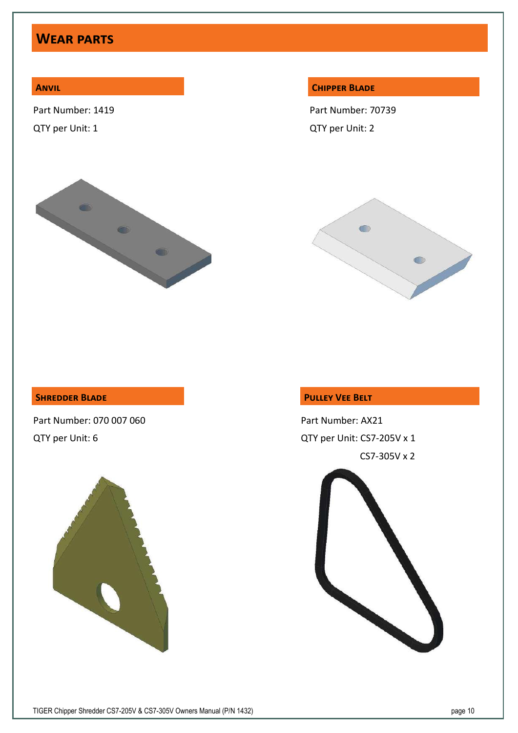# Wear parts

## Anvil

Part Number: 1419

QTY per Unit: 1

## Chipper Blade

Part Number: 70739

QTY per Unit: 2

## Shredder Blade

Part Number: 070 007 060

QTY per Unit: 6

## Pulley Vee Belt

Part Number: AX21

QTY per Unit: CS7-205V x 1

CS7-305V x 2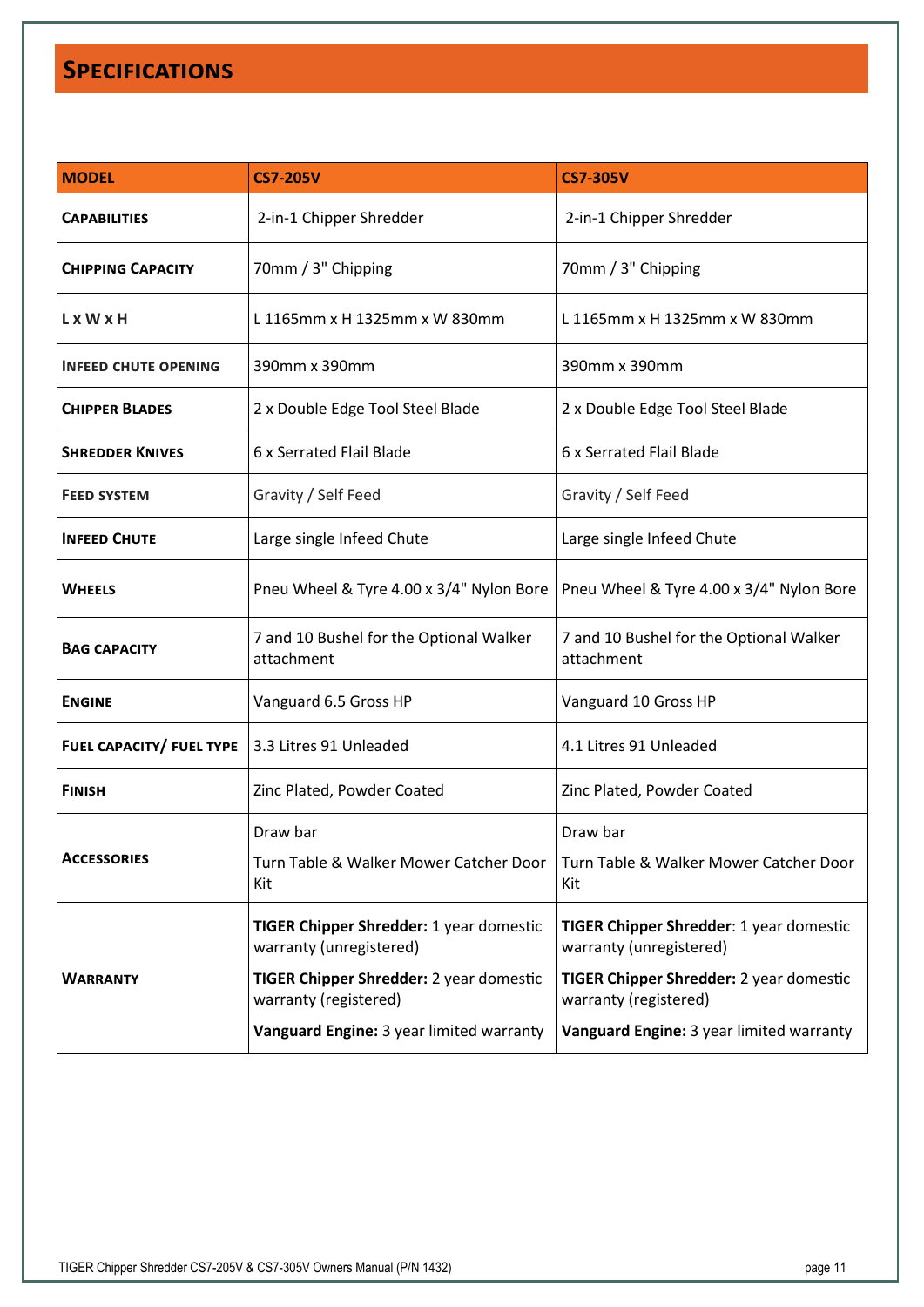## SPECIFICATIONS

| MODEL | CS7-205V | CS7-305V |
|---|---|---|
| **CAPABILITIES** | 2-in-1 Chipper Shredder | 2-in-1 Chipper Shredder |
| **CHIPPING CAPACITY** | 70mm / 3" Chipping | 70mm / 3" Chipping |
| **L x W x H** | L 1165mm x H 1325mm x W 830mm | L 1165mm x H 1325mm x W 830mm |
| **INFEED CHUTE OPENING** | 390mm x 390mm | 390mm x 390mm |
| **CHIPPER BLADES** | 2 x Double Edge Tool Steel Blade | 2 x Double Edge Tool Steel Blade |
| **SHREDDER KNIVES** | 6 x Serrated Flail Blade | 6 x Serrated Flail Blade |
| **FEED SYSTEM** | Gravity / Self Feed | Gravity / Self Feed |
| **INFEED CHUTE** | Large single Infeed Chute | Large single Infeed Chute |
| **WHEELS** | Pneu Wheel & Tyre 4.00 x 3/4" Nylon Bore | Pneu Wheel & Tyre 4.00 x 3/4" Nylon Bore |
| **BAG CAPACITY** | 7 and 10 Bushel for the Optional Walker attachment | 7 and 10 Bushel for the Optional Walker attachment |
| **ENGINE** | Vanguard 6.5 Gross HP | Vanguard 10 Gross HP |
| **FUEL CAPACITY/ FUEL TYPE** | 3.3 Litres 91 Unleaded | 4.1 Litres 91 Unleaded |
| **FINISH** | Zinc Plated, Powder Coated | Zinc Plated, Powder Coated |
| **ACCESSORIES** | Draw bar<br>Turn Table & Walker Mower Catcher Door Kit | Draw bar<br>Turn Table & Walker Mower Catcher Door Kit |
| **WARRANTY** | **TIGER Chipper Shredder:** 1 year domestic warranty (unregistered)<br>**TIGER Chipper Shredder:** 2 year domestic warranty (registered)<br>**Vanguard Engine:** 3 year limited warranty | **TIGER Chipper Shredder**: 1 year domestic warranty (unregistered)<br>**TIGER Chipper Shredder:** 2 year domestic warranty (registered)<br>**Vanguard Engine:** 3 year limited warranty |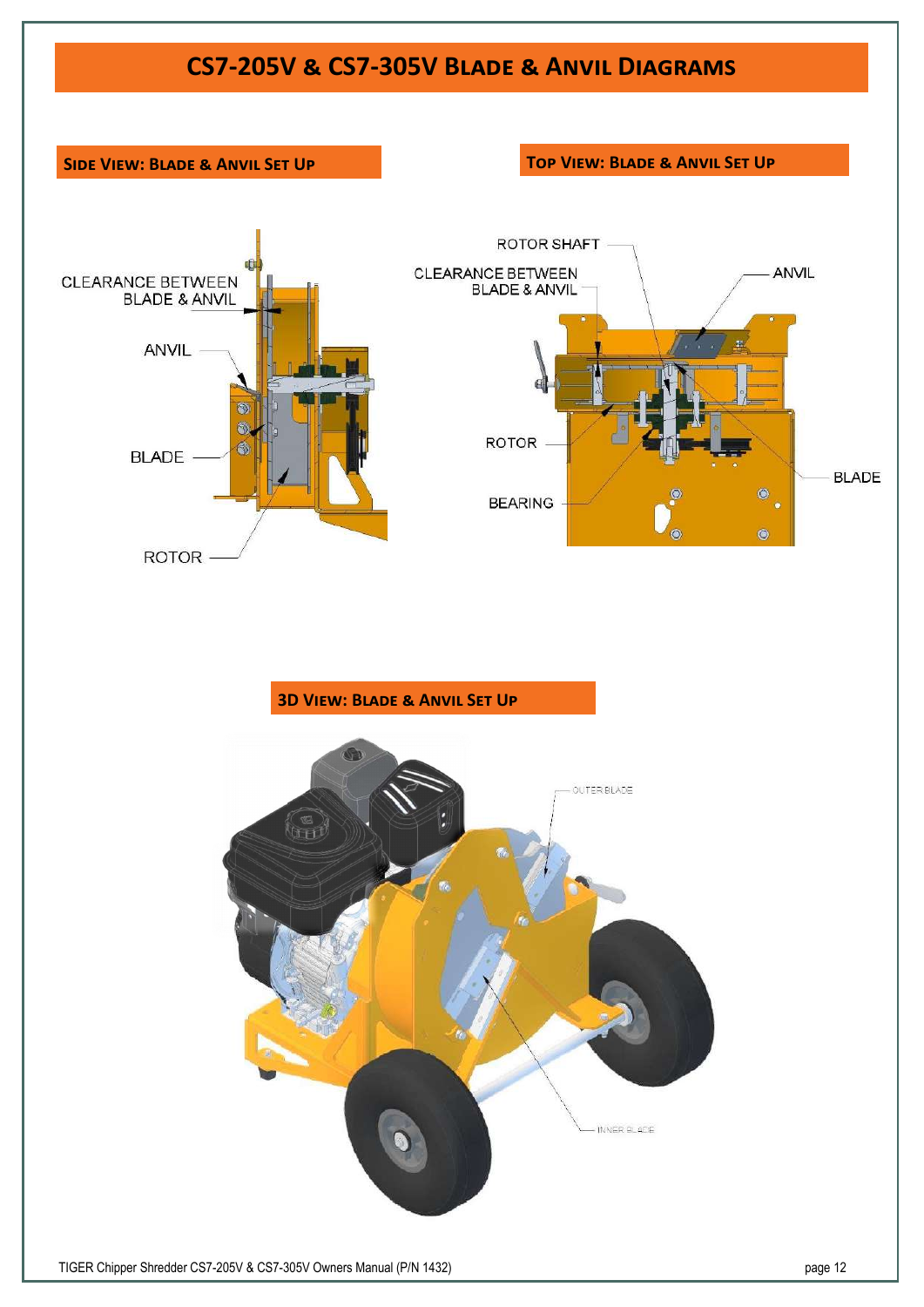# CS7-205V & CS7-305V Blade & Anvil Diagrams

## Side View: Blade & Anvil Set Up

CLEARANCE BETWEEN BLADE & ANVIL

ANVIL

BLADE

ROTOR

## Top View: Blade & Anvil Set Up

ROTOR SHAFT

CLEARANCE BETWEEN BLADE & ANVIL

ANVIL

ROTOR

BEARING

BLADE

## 3D View: Blade & Anvil Set Up

OUTER BLADE

INNER BLADE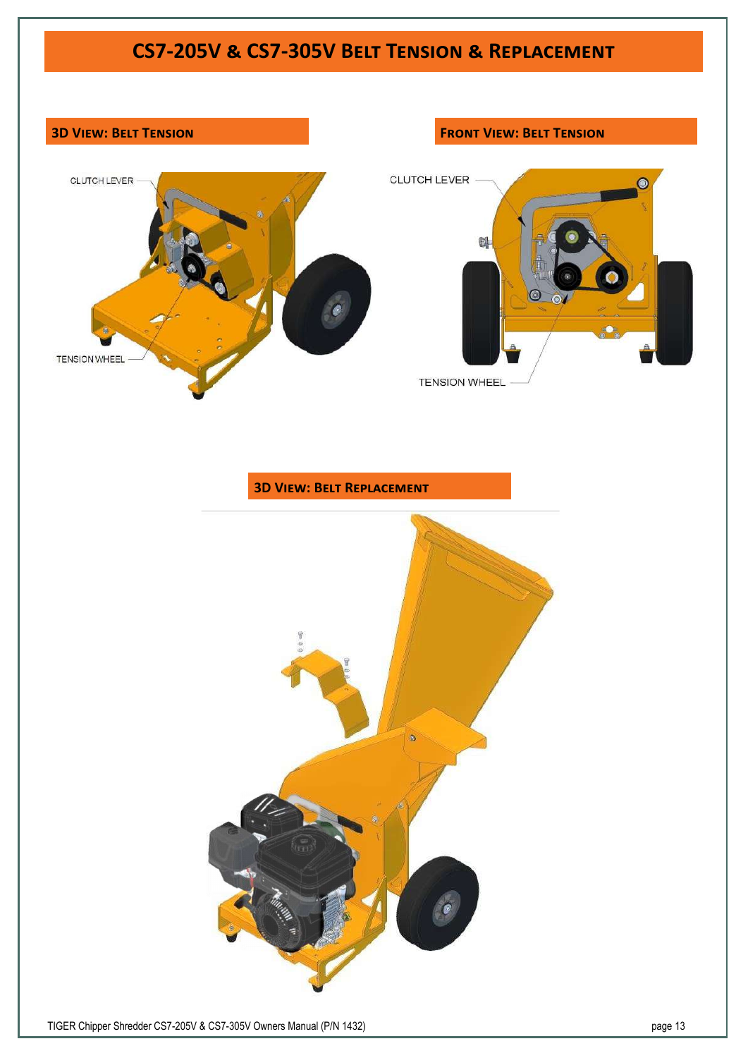# CS7-205V & CS7-305V Belt Tension & Replacement

## 3D View: Belt Tension

CLUTCH LEVER

TENSION WHEEL

## Front View: Belt Tension

CLUTCH LEVER

TENSION WHEEL

## 3D View: Belt Replacement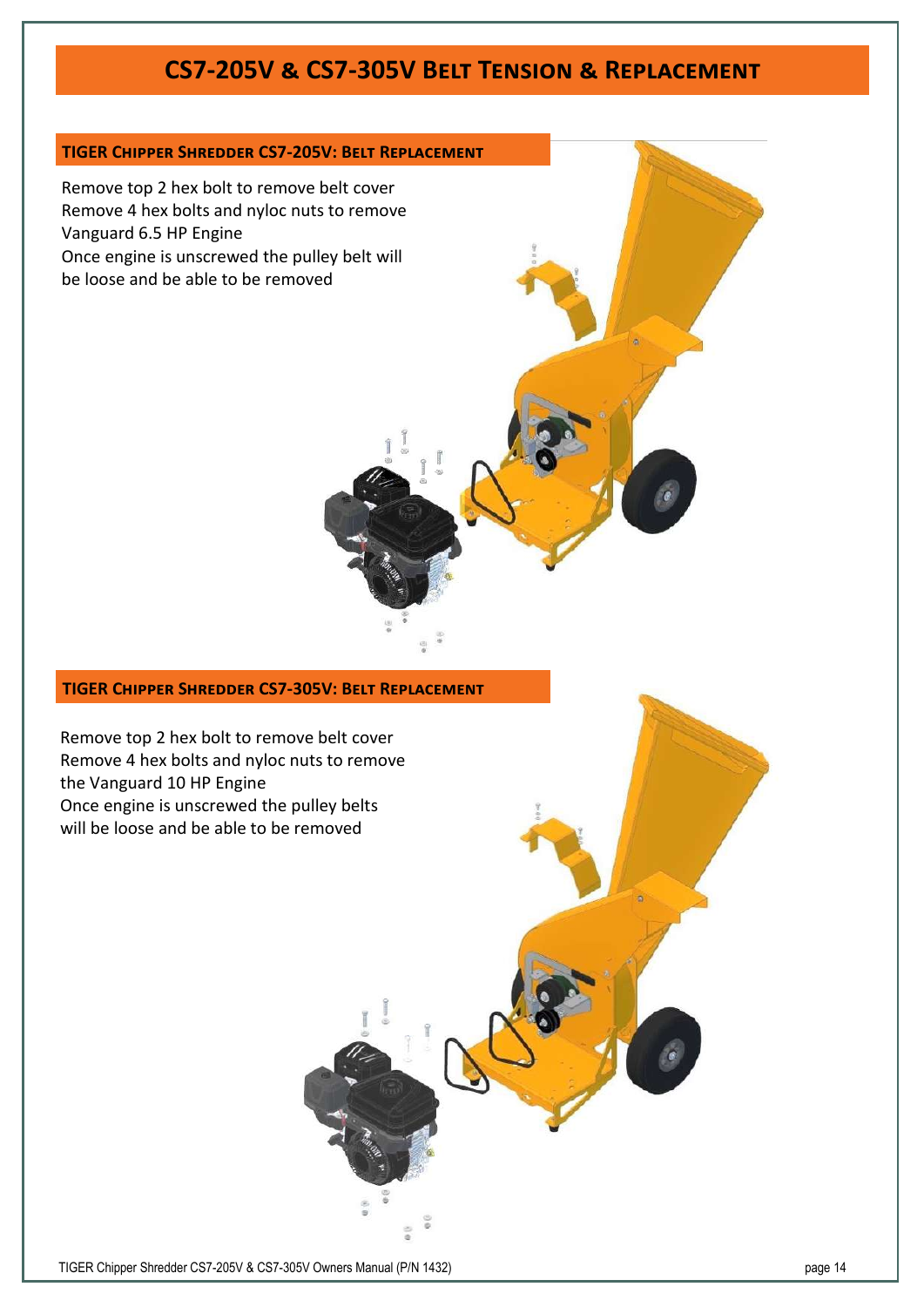# CS7-205V & CS7-305V Belt Tension & Replacement

## TIGER Chipper Shredder CS7-205V: Belt Replacement

Remove top 2 hex bolt to remove belt cover
Remove 4 hex bolts and nyloc nuts to remove Vanguard 6.5 HP Engine
Once engine is unscrewed the pulley belt will be loose and be able to be removed

## TIGER Chipper Shredder CS7-305V: Belt Replacement

Remove top 2 hex bolt to remove belt cover
Remove 4 hex bolts and nyloc nuts to remove the Vanguard 10 HP Engine
Once engine is unscrewed the pulley belts will be loose and be able to be removed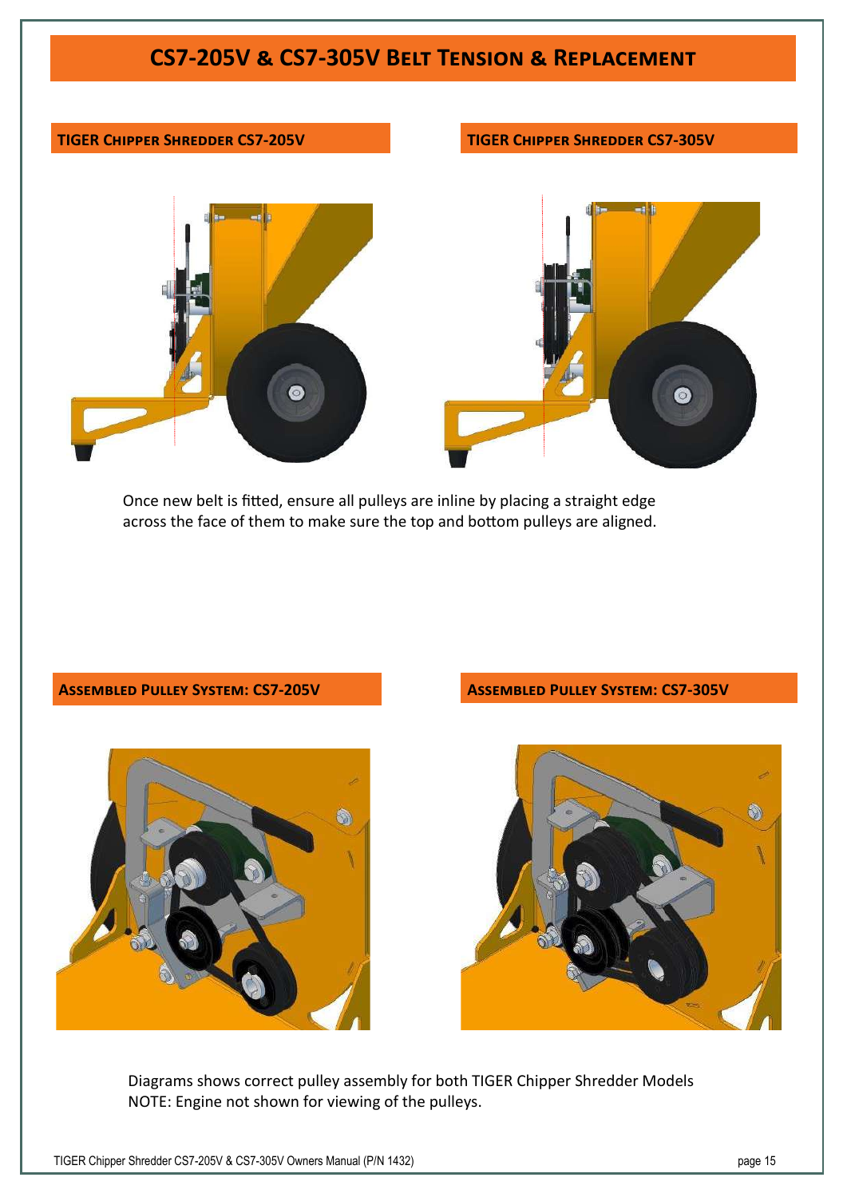# CS7-205V & CS7-305V Belt Tension & Replacement

## TIGER Chipper Shredder CS7-205V

## TIGER Chipper Shredder CS7-305V

Once new belt is fitted, ensure all pulleys are inline by placing a straight edge across the face of them to make sure the top and bottom pulleys are aligned.

## Assembled Pulley System: CS7-205V

## Assembled Pulley System: CS7-305V

Diagrams shows correct pulley assembly for both TIGER Chipper Shredder Models
NOTE: Engine not shown for viewing of the pulleys.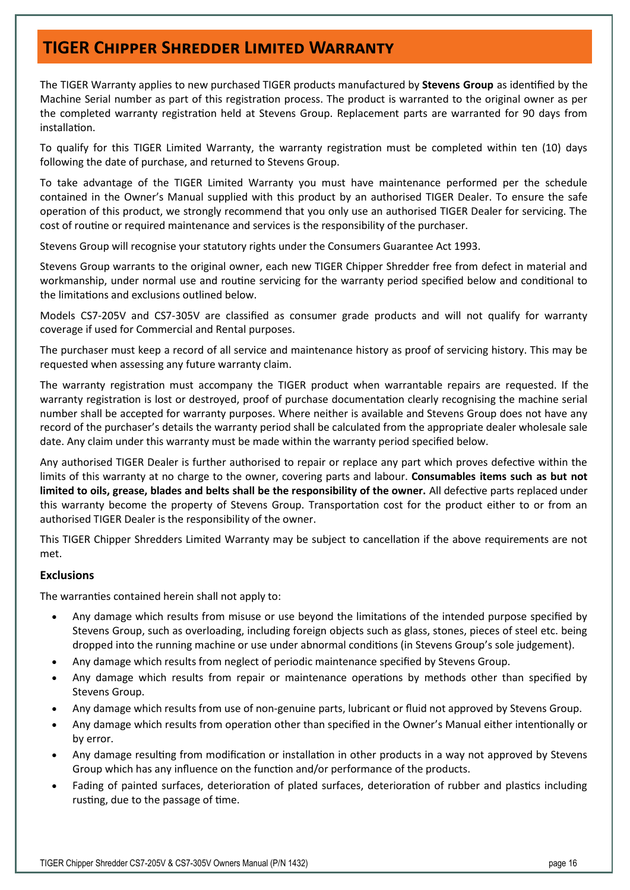# TIGER Chipper Shredder Limited Warranty

The TIGER Warranty applies to new purchased TIGER products manufactured by **Stevens Group** as identified by the Machine Serial number as part of this registration process. The product is warranted to the original owner as per the completed warranty registration held at Stevens Group. Replacement parts are warranted for 90 days from installation.

To qualify for this TIGER Limited Warranty, the warranty registration must be completed within ten (10) days following the date of purchase, and returned to Stevens Group.

To take advantage of the TIGER Limited Warranty you must have maintenance performed per the schedule contained in the Owner's Manual supplied with this product by an authorised TIGER Dealer. To ensure the safe operation of this product, we strongly recommend that you only use an authorised TIGER Dealer for servicing. The cost of routine or required maintenance and services is the responsibility of the purchaser.

Stevens Group will recognise your statutory rights under the Consumers Guarantee Act 1993.

Stevens Group warrants to the original owner, each new TIGER Chipper Shredder free from defect in material and workmanship, under normal use and routine servicing for the warranty period specified below and conditional to the limitations and exclusions outlined below.

Models CS7-205V and CS7-305V are classified as consumer grade products and will not qualify for warranty coverage if used for Commercial and Rental purposes.

The purchaser must keep a record of all service and maintenance history as proof of servicing history. This may be requested when assessing any future warranty claim.

The warranty registration must accompany the TIGER product when warrantable repairs are requested. If the warranty registration is lost or destroyed, proof of purchase documentation clearly recognising the machine serial number shall be accepted for warranty purposes. Where neither is available and Stevens Group does not have any record of the purchaser's details the warranty period shall be calculated from the appropriate dealer wholesale sale date. Any claim under this warranty must be made within the warranty period specified below.

Any authorised TIGER Dealer is further authorised to repair or replace any part which proves defective within the limits of this warranty at no charge to the owner, covering parts and labour. **Consumables items such as but not limited to oils, grease, blades and belts shall be the responsibility of the owner.** All defective parts replaced under this warranty become the property of Stevens Group. Transportation cost for the product either to or from an authorised TIGER Dealer is the responsibility of the owner.

This TIGER Chipper Shredders Limited Warranty may be subject to cancellation if the above requirements are not met.

### Exclusions

The warranties contained herein shall not apply to:

- Any damage which results from misuse or use beyond the limitations of the intended purpose specified by Stevens Group, such as overloading, including foreign objects such as glass, stones, pieces of steel etc. being dropped into the running machine or use under abnormal conditions (in Stevens Group's sole judgement).
- Any damage which results from neglect of periodic maintenance specified by Stevens Group.
- Any damage which results from repair or maintenance operations by methods other than specified by Stevens Group.
- Any damage which results from use of non-genuine parts, lubricant or fluid not approved by Stevens Group.
- Any damage which results from operation other than specified in the Owner's Manual either intentionally or by error.
- Any damage resulting from modification or installation in other products in a way not approved by Stevens Group which has any influence on the function and/or performance of the products.
- Fading of painted surfaces, deterioration of plated surfaces, deterioration of rubber and plastics including rusting, due to the passage of time.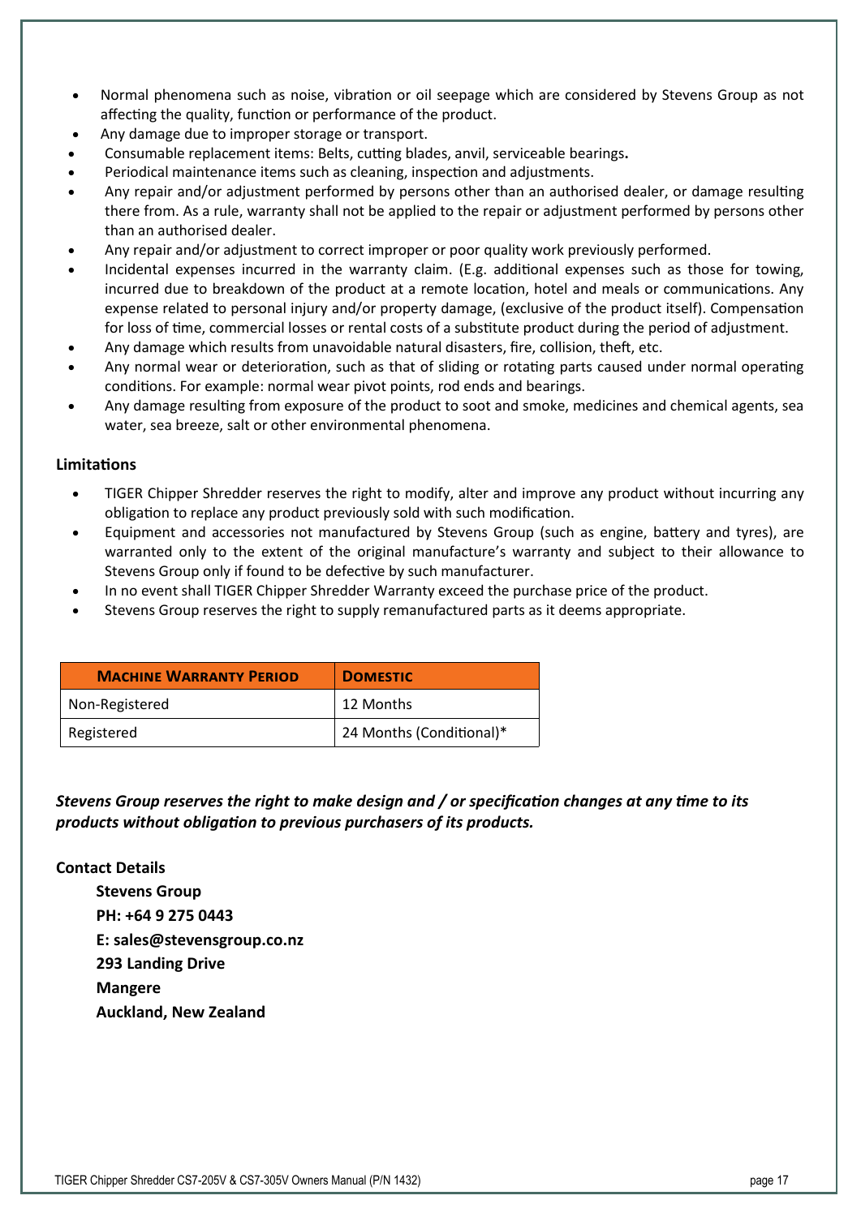- Normal phenomena such as noise, vibration or oil seepage which are considered by Stevens Group as not affecting the quality, function or performance of the product.
- Any damage due to improper storage or transport.
- Consumable replacement items: Belts, cutting blades, anvil, serviceable bearings**.**
- Periodical maintenance items such as cleaning, inspection and adjustments.
- Any repair and/or adjustment performed by persons other than an authorised dealer, or damage resulting there from. As a rule, warranty shall not be applied to the repair or adjustment performed by persons other than an authorised dealer.
- Any repair and/or adjustment to correct improper or poor quality work previously performed.
- Incidental expenses incurred in the warranty claim. (E.g. additional expenses such as those for towing, incurred due to breakdown of the product at a remote location, hotel and meals or communications. Any expense related to personal injury and/or property damage, (exclusive of the product itself). Compensation for loss of time, commercial losses or rental costs of a substitute product during the period of adjustment.
- Any damage which results from unavoidable natural disasters, fire, collision, theft, etc.
- Any normal wear or deterioration, such as that of sliding or rotating parts caused under normal operating conditions. For example: normal wear pivot points, rod ends and bearings.
- Any damage resulting from exposure of the product to soot and smoke, medicines and chemical agents, sea water, sea breeze, salt or other environmental phenomena.

**Limitations**

- TIGER Chipper Shredder reserves the right to modify, alter and improve any product without incurring any obligation to replace any product previously sold with such modification.
- Equipment and accessories not manufactured by Stevens Group (such as engine, battery and tyres), are warranted only to the extent of the original manufacture's warranty and subject to their allowance to Stevens Group only if found to be defective by such manufacturer.
- In no event shall TIGER Chipper Shredder Warranty exceed the purchase price of the product.
- Stevens Group reserves the right to supply remanufactured parts as it deems appropriate.

| Machine Warranty Period | Domestic |
|---|---|
| Non-Registered | 12 Months |
| Registered | 24 Months (Conditional)* |

***Stevens Group reserves the right to make design and / or specification changes at any time to its products without obligation to previous purchasers of its products.***

**Contact Details**

**Stevens Group**
**PH: +64 9 275 0443**
**E: sales@stevensgroup.co.nz**
**293 Landing Drive**
**Mangere**
**Auckland, New Zealand**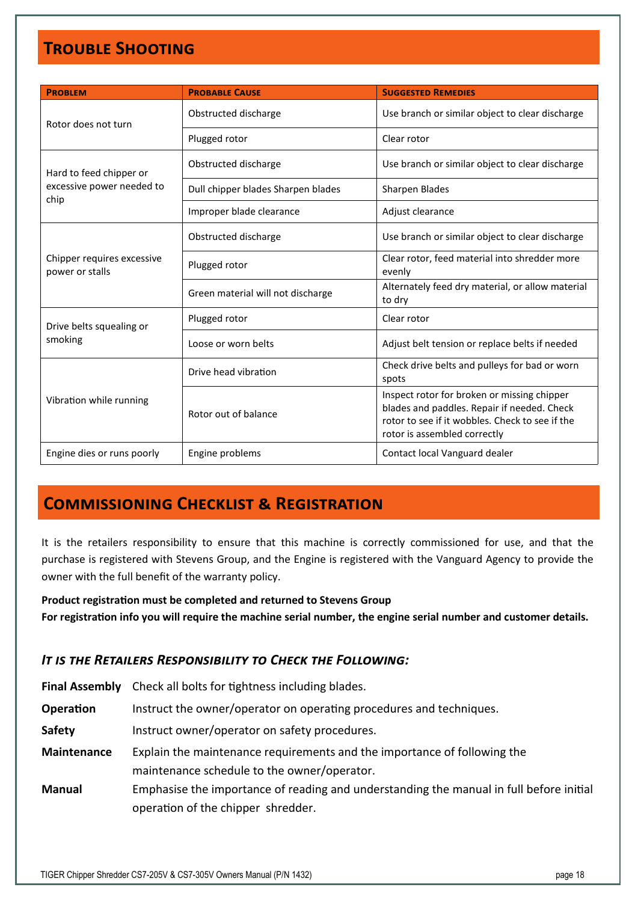## Trouble Shooting

| Problem | Probable Cause | Suggested Remedies |
|---|---|---|
| Rotor does not turn | Obstructed discharge | Use branch or similar object to clear discharge |
| | Plugged rotor | Clear rotor |
| Hard to feed chipper or excessive power needed to chip | Obstructed discharge | Use branch or similar object to clear discharge |
| | Dull chipper blades Sharpen blades | Sharpen Blades |
| | Improper blade clearance | Adjust clearance |
| Chipper requires excessive power or stalls | Obstructed discharge | Use branch or similar object to clear discharge |
| | Plugged rotor | Clear rotor, feed material into shredder more evenly |
| | Green material will not discharge | Alternately feed dry material, or allow material to dry |
| Drive belts squealing or smoking | Plugged rotor | Clear rotor |
| | Loose or worn belts | Adjust belt tension or replace belts if needed |
| Vibration while running | Drive head vibration | Check drive belts and pulleys for bad or worn spots |
| | Rotor out of balance | Inspect rotor for broken or missing chipper blades and paddles. Repair if needed. Check rotor to see if it wobbles. Check to see if the rotor is assembled correctly |
| Engine dies or runs poorly | Engine problems | Contact local Vanguard dealer |

## Commissioning Checklist & Registration

It is the retailers responsibility to ensure that this machine is correctly commissioned for use, and that the purchase is registered with Stevens Group, and the Engine is registered with the Vanguard Agency to provide the owner with the full benefit of the warranty policy.

**Product registration must be completed and returned to Stevens Group**
**For registration info you will require the machine serial number, the engine serial number and customer details.**

### *It is the Retailers Responsibility to Check the Following:*

**Final Assembly** Check all bolts for tightness including blades.

**Operation** Instruct the owner/operator on operating procedures and techniques.

**Safety** Instruct owner/operator on safety procedures.

**Maintenance** Explain the maintenance requirements and the importance of following the maintenance schedule to the owner/operator.

**Manual** Emphasise the importance of reading and understanding the manual in full before initial operation of the chipper shredder.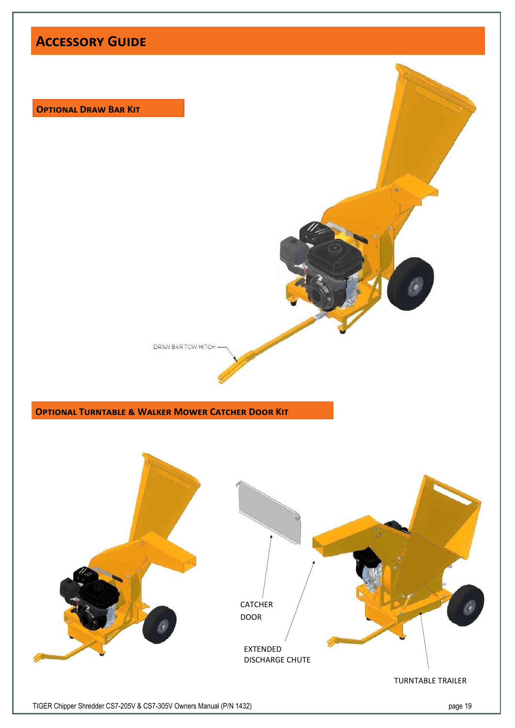# Accessory Guide

## Optional Draw Bar Kit

DRAW BAR TOW HITCH

## Optional Turntable & Walker Mower Catcher Door Kit

CATCHER DOOR

EXTENDED DISCHARGE CHUTE

TURNTABLE TRAILER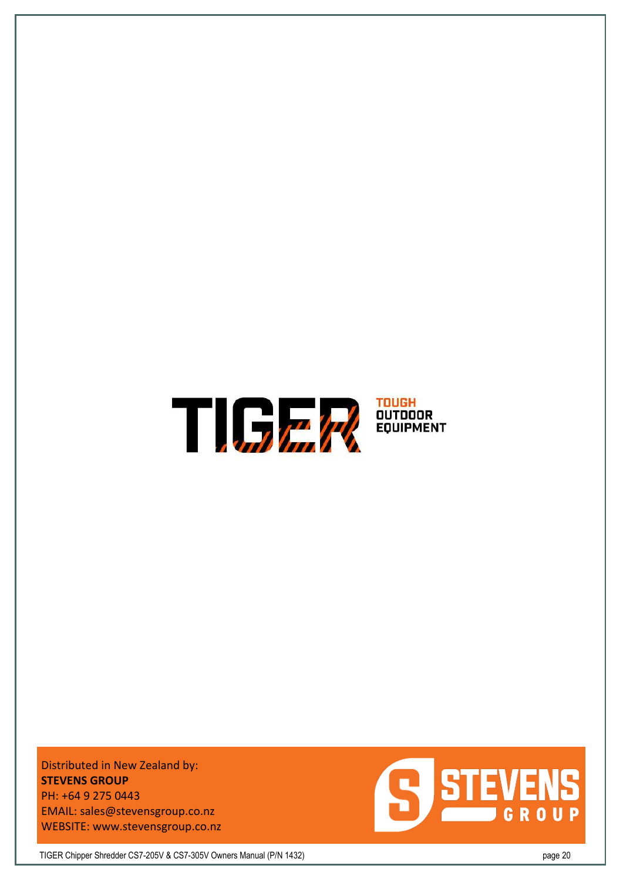TIGER

TOUGH
OUTDOOR
EQUIPMENT

Distributed in New Zealand by:
**STEVENS GROUP**
PH: +64 9 275 0443
EMAIL: sales@stevensgroup.co.nz
WEBSITE: www.stevensgroup.co.nz

STEVENS GROUP